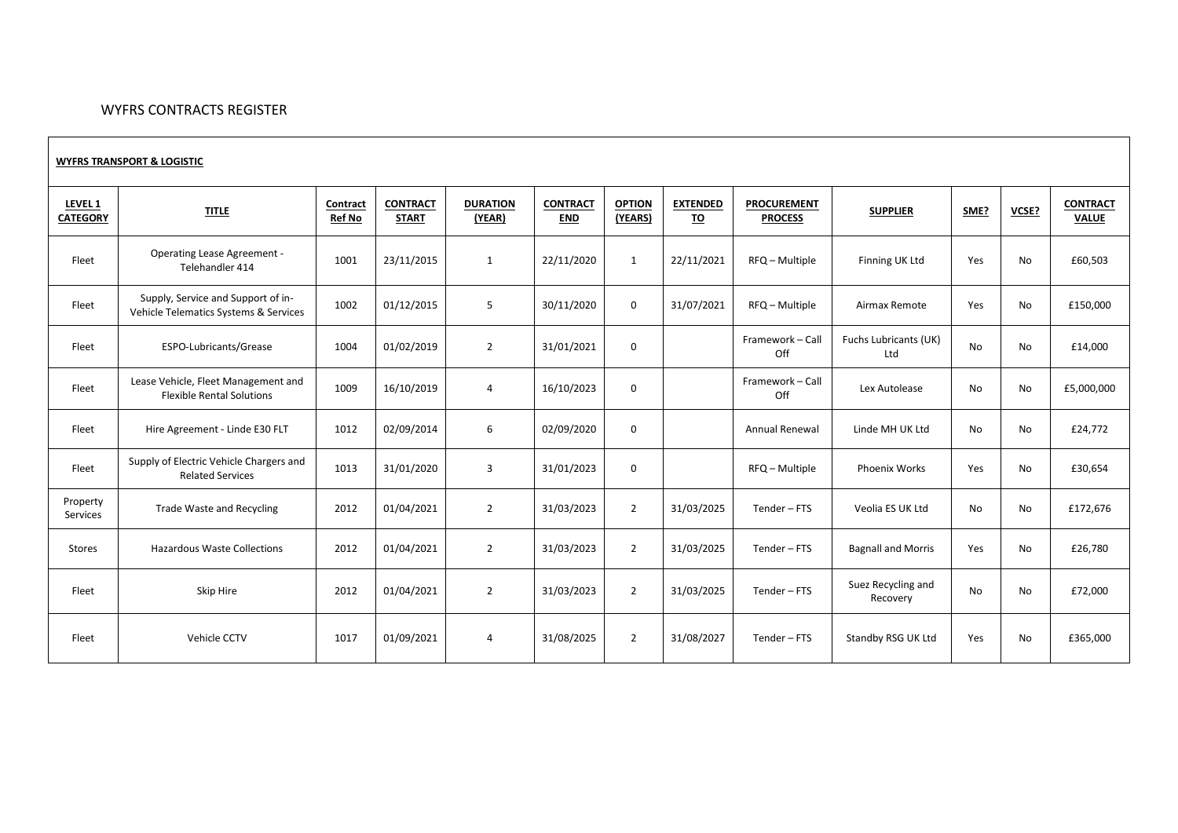# WYFRS CONTRACTS REGISTER

**WYFRS TRANSPORT & LOGISTIC**

| LEVEL 1 CATEGORY | TITLE | Contract Ref No | CONTRACT START | DURATION (YEAR) | CONTRACT END | OPTION (YEARS) | EXTENDED TO | PROCUREMENT PROCESS | SUPPLIER | SME? | VCSE? | CONTRACT VALUE |
|---|---|---|---|---|---|---|---|---|---|---|---|---|
| Fleet | Operating Lease Agreement - Telehandler 414 | 1001 | 23/11/2015 | 1 | 22/11/2020 | 1 | 22/11/2021 | RFQ – Multiple | Finning UK Ltd | Yes | No | £60,503 |
| Fleet | Supply, Service and Support of in-Vehicle Telematics Systems & Services | 1002 | 01/12/2015 | 5 | 30/11/2020 | 0 | 31/07/2021 | RFQ – Multiple | Airmax Remote | Yes | No | £150,000 |
| Fleet | ESPO-Lubricants/Grease | 1004 | 01/02/2019 | 2 | 31/01/2021 | 0 | | Framework – Call Off | Fuchs Lubricants (UK) Ltd | No | No | £14,000 |
| Fleet | Lease Vehicle, Fleet Management and Flexible Rental Solutions | 1009 | 16/10/2019 | 4 | 16/10/2023 | 0 | | Framework – Call Off | Lex Autolease | No | No | £5,000,000 |
| Fleet | Hire Agreement - Linde E30 FLT | 1012 | 02/09/2014 | 6 | 02/09/2020 | 0 | | Annual Renewal | Linde MH UK Ltd | No | No | £24,772 |
| Fleet | Supply of Electric Vehicle Chargers and Related Services | 1013 | 31/01/2020 | 3 | 31/01/2023 | 0 | | RFQ – Multiple | Phoenix Works | Yes | No | £30,654 |
| Property Services | Trade Waste and Recycling | 2012 | 01/04/2021 | 2 | 31/03/2023 | 2 | 31/03/2025 | Tender – FTS | Veolia ES UK Ltd | No | No | £172,676 |
| Stores | Hazardous Waste Collections | 2012 | 01/04/2021 | 2 | 31/03/2023 | 2 | 31/03/2025 | Tender – FTS | Bagnall and Morris | Yes | No | £26,780 |
| Fleet | Skip Hire | 2012 | 01/04/2021 | 2 | 31/03/2023 | 2 | 31/03/2025 | Tender – FTS | Suez Recycling and Recovery | No | No | £72,000 |
| Fleet | Vehicle CCTV | 1017 | 01/09/2021 | 4 | 31/08/2025 | 2 | 31/08/2027 | Tender – FTS | Standby RSG UK Ltd | Yes | No | £365,000 |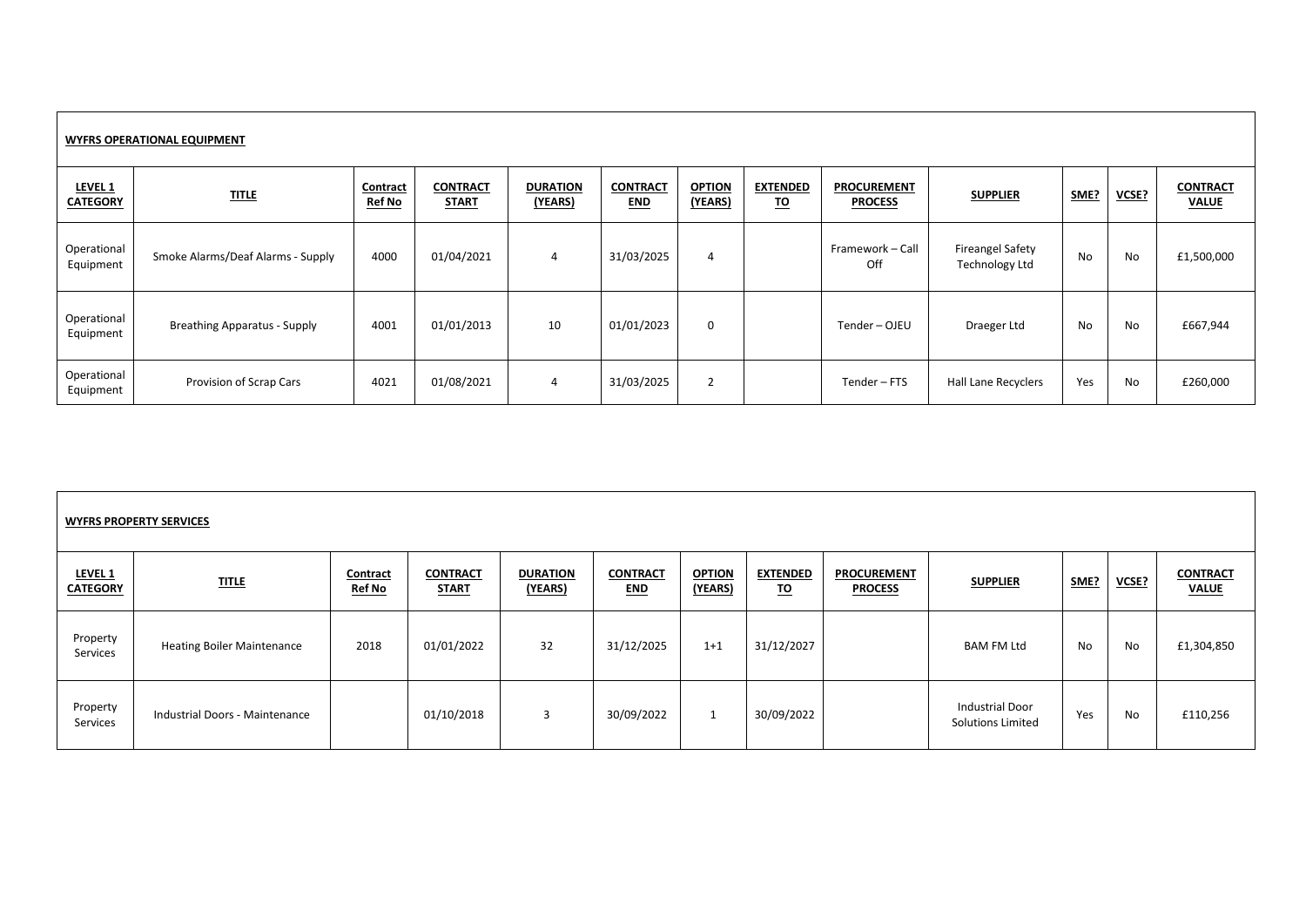**WYFRS OPERATIONAL EQUIPMENT**

| LEVEL 1 CATEGORY | TITLE | Contract Ref No | CONTRACT START | DURATION (YEARS) | CONTRACT END | OPTION (YEARS) | EXTENDED TO | PROCUREMENT PROCESS | SUPPLIER | SME? | VCSE? | CONTRACT VALUE |
|---|---|---|---|---|---|---|---|---|---|---|---|---|
| Operational Equipment | Smoke Alarms/Deaf Alarms - Supply | 4000 | 01/04/2021 | 4 | 31/03/2025 | 4 | | Framework – Call Off | Fireangel Safety Technology Ltd | No | No | £1,500,000 |
| Operational Equipment | Breathing Apparatus - Supply | 4001 | 01/01/2013 | 10 | 01/01/2023 | 0 | | Tender – OJEU | Draeger Ltd | No | No | £667,944 |
| Operational Equipment | Provision of Scrap Cars | 4021 | 01/08/2021 | 4 | 31/03/2025 | 2 | | Tender – FTS | Hall Lane Recyclers | Yes | No | £260,000 |

**WYFRS PROPERTY SERVICES**

| LEVEL 1 CATEGORY | TITLE | Contract Ref No | CONTRACT START | DURATION (YEARS) | CONTRACT END | OPTION (YEARS) | EXTENDED TO | PROCUREMENT PROCESS | SUPPLIER | SME? | VCSE? | CONTRACT VALUE |
|---|---|---|---|---|---|---|---|---|---|---|---|---|
| Property Services | Heating Boiler Maintenance | 2018 | 01/01/2022 | 32 | 31/12/2025 | 1+1 | 31/12/2027 | | BAM FM Ltd | No | No | £1,304,850 |
| Property Services | Industrial Doors - Maintenance | | 01/10/2018 | 3 | 30/09/2022 | 1 | 30/09/2022 | | Industrial Door Solutions Limited | Yes | No | £110,256 |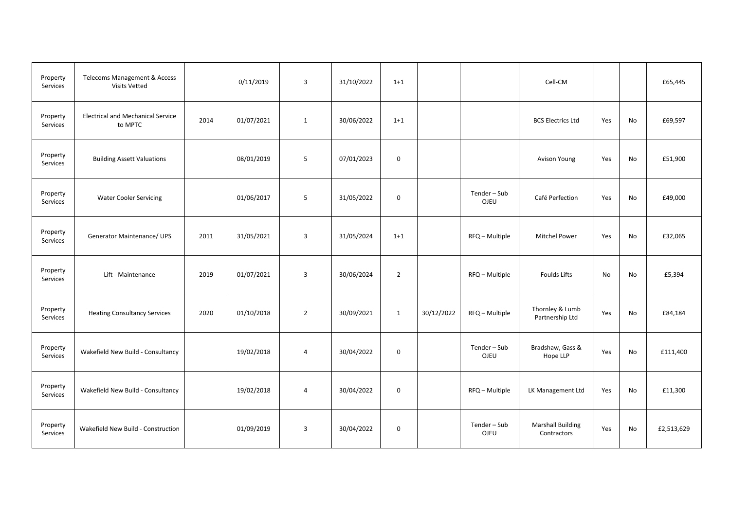| | | | | | | | | | | | | |
|---|---|---|---|---|---|---|---|---|---|---|---|---|
| Property Services | Telecoms Management & Access Visits Vetted | | 0/11/2019 | 3 | 31/10/2022 | 1+1 | | | Cell-CM | | | £65,445 |
| Property Services | Electrical and Mechanical Service to MPTC | 2014 | 01/07/2021 | 1 | 30/06/2022 | 1+1 | | | BCS Electrics Ltd | Yes | No | £69,597 |
| Property Services | Building Assett Valuations | | 08/01/2019 | 5 | 07/01/2023 | 0 | | | Avison Young | Yes | No | £51,900 |
| Property Services | Water Cooler Servicing | | 01/06/2017 | 5 | 31/05/2022 | 0 | | Tender – Sub OJEU | Café Perfection | Yes | No | £49,000 |
| Property Services | Generator Maintenance/ UPS | 2011 | 31/05/2021 | 3 | 31/05/2024 | 1+1 | | RFQ – Multiple | Mitchel Power | Yes | No | £32,065 |
| Property Services | Lift - Maintenance | 2019 | 01/07/2021 | 3 | 30/06/2024 | 2 | | RFQ – Multiple | Foulds Lifts | No | No | £5,394 |
| Property Services | Heating Consultancy Services | 2020 | 01/10/2018 | 2 | 30/09/2021 | 1 | 30/12/2022 | RFQ – Multiple | Thornley & Lumb Partnership Ltd | Yes | No | £84,184 |
| Property Services | Wakefield New Build - Consultancy | | 19/02/2018 | 4 | 30/04/2022 | 0 | | Tender – Sub OJEU | Bradshaw, Gass & Hope LLP | Yes | No | £111,400 |
| Property Services | Wakefield New Build - Consultancy | | 19/02/2018 | 4 | 30/04/2022 | 0 | | RFQ – Multiple | LK Management Ltd | Yes | No | £11,300 |
| Property Services | Wakefield New Build - Construction | | 01/09/2019 | 3 | 30/04/2022 | 0 | | Tender – Sub OJEU | Marshall Building Contractors | Yes | No | £2,513,629 |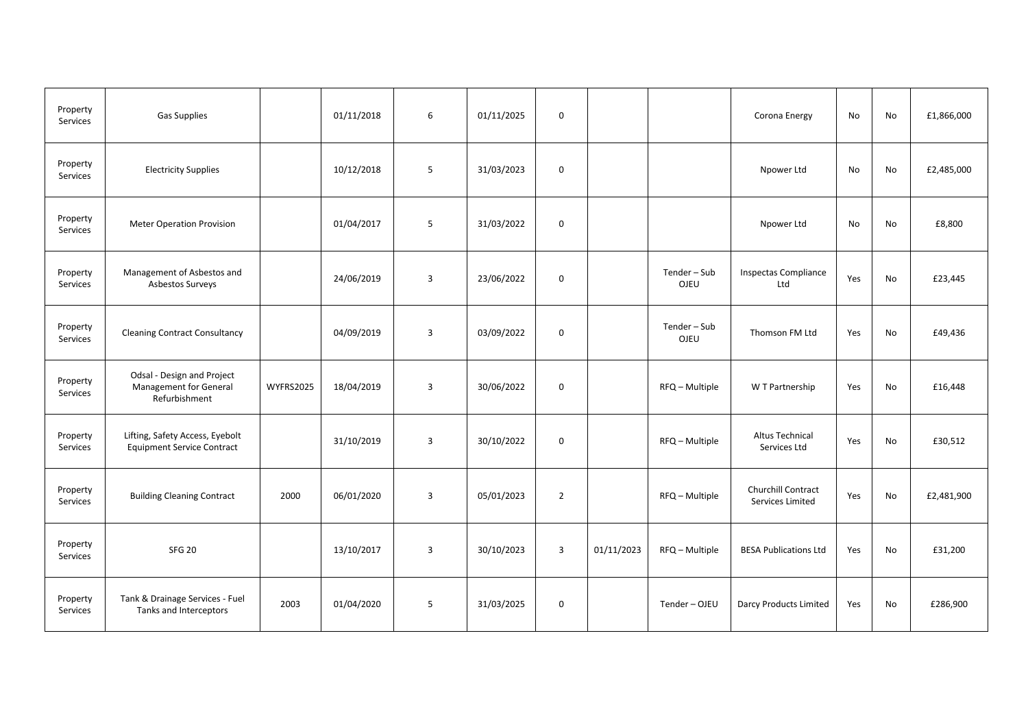| | | | | | | | | | | | | |
|---|---|---|---|---|---|---|---|---|---|---|---|---|
| Property Services | Gas Supplies | | 01/11/2018 | 6 | 01/11/2025 | 0 | | | Corona Energy | No | No | £1,866,000 |
| Property Services | Electricity Supplies | | 10/12/2018 | 5 | 31/03/2023 | 0 | | | Npower Ltd | No | No | £2,485,000 |
| Property Services | Meter Operation Provision | | 01/04/2017 | 5 | 31/03/2022 | 0 | | | Npower Ltd | No | No | £8,800 |
| Property Services | Management of Asbestos and Asbestos Surveys | | 24/06/2019 | 3 | 23/06/2022 | 0 | | Tender – Sub OJEU | Inspectas Compliance Ltd | Yes | No | £23,445 |
| Property Services | Cleaning Contract Consultancy | | 04/09/2019 | 3 | 03/09/2022 | 0 | | Tender – Sub OJEU | Thomson FM Ltd | Yes | No | £49,436 |
| Property Services | Odsal - Design and Project Management for General Refurbishment | WYFRS2025 | 18/04/2019 | 3 | 30/06/2022 | 0 | | RFQ – Multiple | W T Partnership | Yes | No | £16,448 |
| Property Services | Lifting, Safety Access, Eyebolt Equipment Service Contract | | 31/10/2019 | 3 | 30/10/2022 | 0 | | RFQ – Multiple | Altus Technical Services Ltd | Yes | No | £30,512 |
| Property Services | Building Cleaning Contract | 2000 | 06/01/2020 | 3 | 05/01/2023 | 2 | | RFQ – Multiple | Churchill Contract Services Limited | Yes | No | £2,481,900 |
| Property Services | SFG 20 | | 13/10/2017 | 3 | 30/10/2023 | 3 | 01/11/2023 | RFQ – Multiple | BESA Publications Ltd | Yes | No | £31,200 |
| Property Services | Tank & Drainage Services - Fuel Tanks and Interceptors | 2003 | 01/04/2020 | 5 | 31/03/2025 | 0 | | Tender – OJEU | Darcy Products Limited | Yes | No | £286,900 |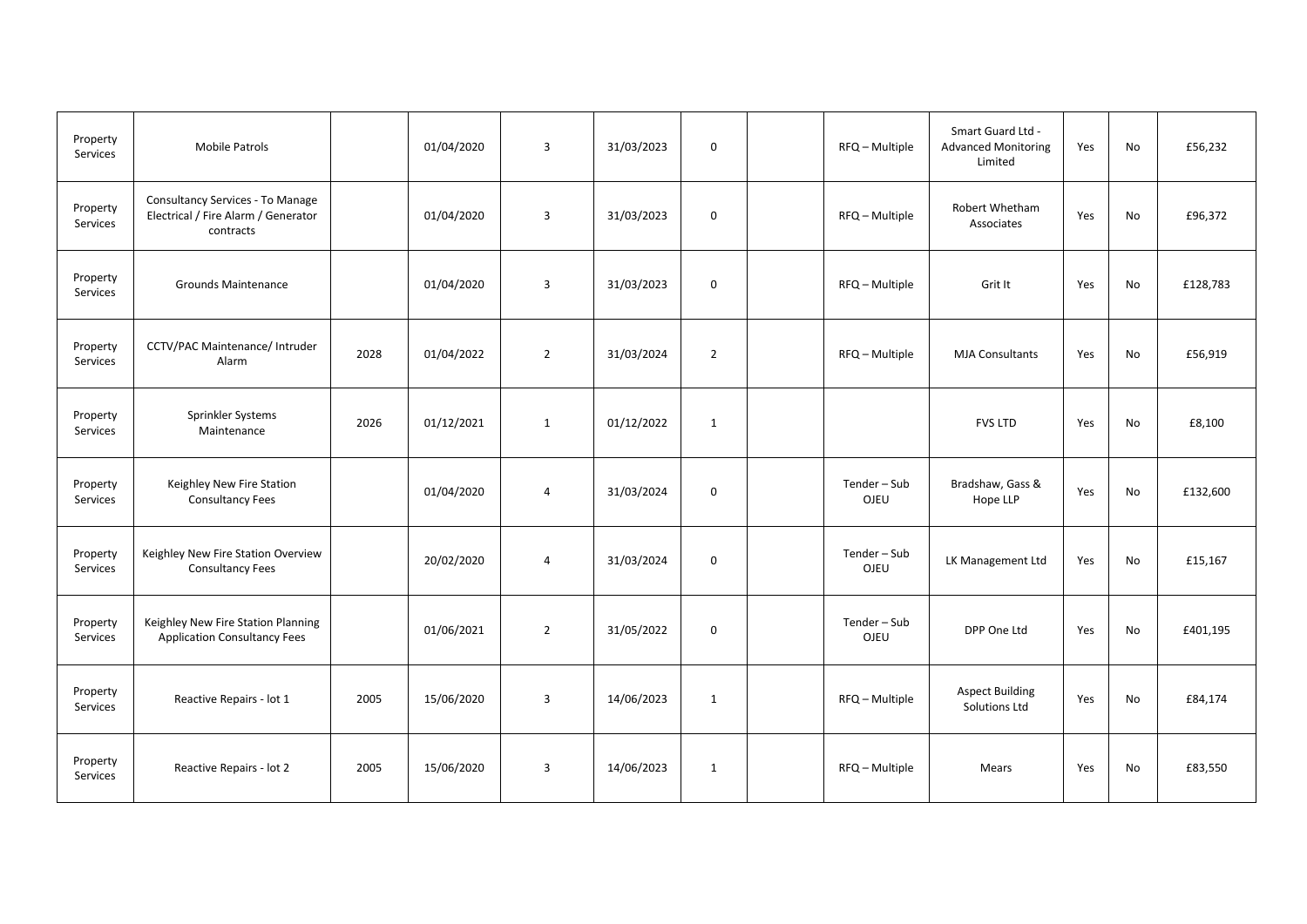| | | | | | | | | | | | | |
|---|---|---|---|---|---|---|---|---|---|---|---|---|
| Property Services | Mobile Patrols | | 01/04/2020 | 3 | 31/03/2023 | 0 | | RFQ – Multiple | Smart Guard Ltd - Advanced Monitoring Limited | Yes | No | £56,232 |
| Property Services | Consultancy Services - To Manage Electrical / Fire Alarm / Generator contracts | | 01/04/2020 | 3 | 31/03/2023 | 0 | | RFQ – Multiple | Robert Whetham Associates | Yes | No | £96,372 |
| Property Services | Grounds Maintenance | | 01/04/2020 | 3 | 31/03/2023 | 0 | | RFQ – Multiple | Grit It | Yes | No | £128,783 |
| Property Services | CCTV/PAC Maintenance/ Intruder Alarm | 2028 | 01/04/2022 | 2 | 31/03/2024 | 2 | | RFQ – Multiple | MJA Consultants | Yes | No | £56,919 |
| Property Services | Sprinkler Systems Maintenance | 2026 | 01/12/2021 | 1 | 01/12/2022 | 1 | | | FVS LTD | Yes | No | £8,100 |
| Property Services | Keighley New Fire Station Consultancy Fees | | 01/04/2020 | 4 | 31/03/2024 | 0 | | Tender – Sub OJEU | Bradshaw, Gass & Hope LLP | Yes | No | £132,600 |
| Property Services | Keighley New Fire Station Overview Consultancy Fees | | 20/02/2020 | 4 | 31/03/2024 | 0 | | Tender – Sub OJEU | LK Management Ltd | Yes | No | £15,167 |
| Property Services | Keighley New Fire Station Planning Application Consultancy Fees | | 01/06/2021 | 2 | 31/05/2022 | 0 | | Tender – Sub OJEU | DPP One Ltd | Yes | No | £401,195 |
| Property Services | Reactive Repairs - lot 1 | 2005 | 15/06/2020 | 3 | 14/06/2023 | 1 | | RFQ – Multiple | Aspect Building Solutions Ltd | Yes | No | £84,174 |
| Property Services | Reactive Repairs - lot 2 | 2005 | 15/06/2020 | 3 | 14/06/2023 | 1 | | RFQ – Multiple | Mears | Yes | No | £83,550 |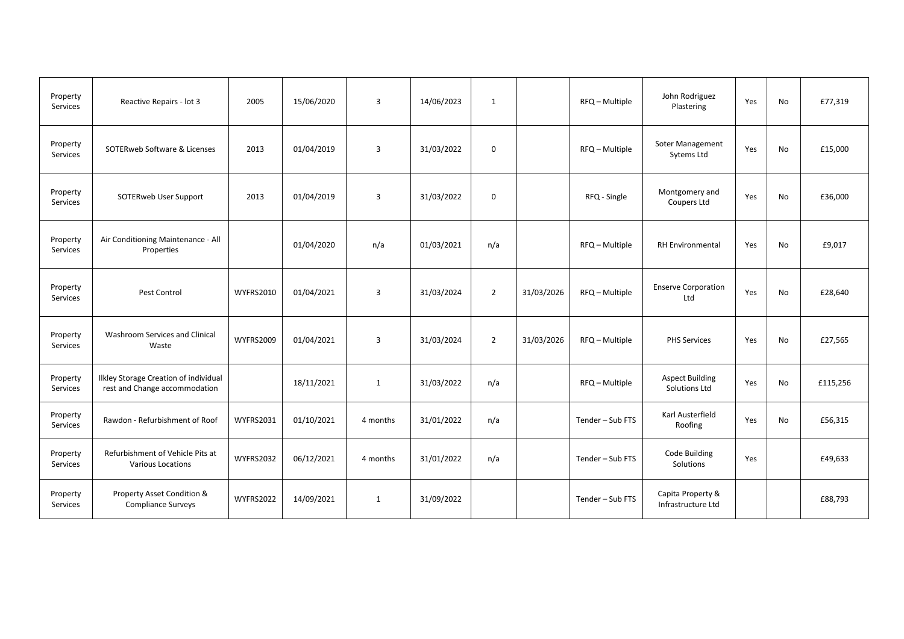| Property Services | Reactive Repairs - lot 3 | 2005 | 15/06/2020 | 3 | 14/06/2023 | 1 | | RFQ – Multiple | John Rodriguez Plastering | Yes | No | £77,319 |
|---|---|---|---|---|---|---|---|---|---|---|---|---|
| Property Services | SOTERweb Software & Licenses | 2013 | 01/04/2019 | 3 | 31/03/2022 | 0 | | RFQ – Multiple | Soter Management Sytems Ltd | Yes | No | £15,000 |
| Property Services | SOTERweb User Support | 2013 | 01/04/2019 | 3 | 31/03/2022 | 0 | | RFQ - Single | Montgomery and Coupers Ltd | Yes | No | £36,000 |
| Property Services | Air Conditioning Maintenance - All Properties | | 01/04/2020 | n/a | 01/03/2021 | n/a | | RFQ – Multiple | RH Environmental | Yes | No | £9,017 |
| Property Services | Pest Control | WYFRS2010 | 01/04/2021 | 3 | 31/03/2024 | 2 | 31/03/2026 | RFQ – Multiple | Enserve Corporation Ltd | Yes | No | £28,640 |
| Property Services | Washroom Services and Clinical Waste | WYFRS2009 | 01/04/2021 | 3 | 31/03/2024 | 2 | 31/03/2026 | RFQ – Multiple | PHS Services | Yes | No | £27,565 |
| Property Services | Ilkley Storage Creation of individual rest and Change accommodation | | 18/11/2021 | 1 | 31/03/2022 | n/a | | RFQ – Multiple | Aspect Building Solutions Ltd | Yes | No | £115,256 |
| Property Services | Rawdon - Refurbishment of Roof | WYFRS2031 | 01/10/2021 | 4 months | 31/01/2022 | n/a | | Tender – Sub FTS | Karl Austerfield Roofing | Yes | No | £56,315 |
| Property Services | Refurbishment of Vehicle Pits at Various Locations | WYFRS2032 | 06/12/2021 | 4 months | 31/01/2022 | n/a | | Tender – Sub FTS | Code Building Solutions | Yes | | £49,633 |
| Property Services | Property Asset Condition & Compliance Surveys | WYFRS2022 | 14/09/2021 | 1 | 31/09/2022 | | | Tender – Sub FTS | Capita Property & Infrastructure Ltd | | | £88,793 |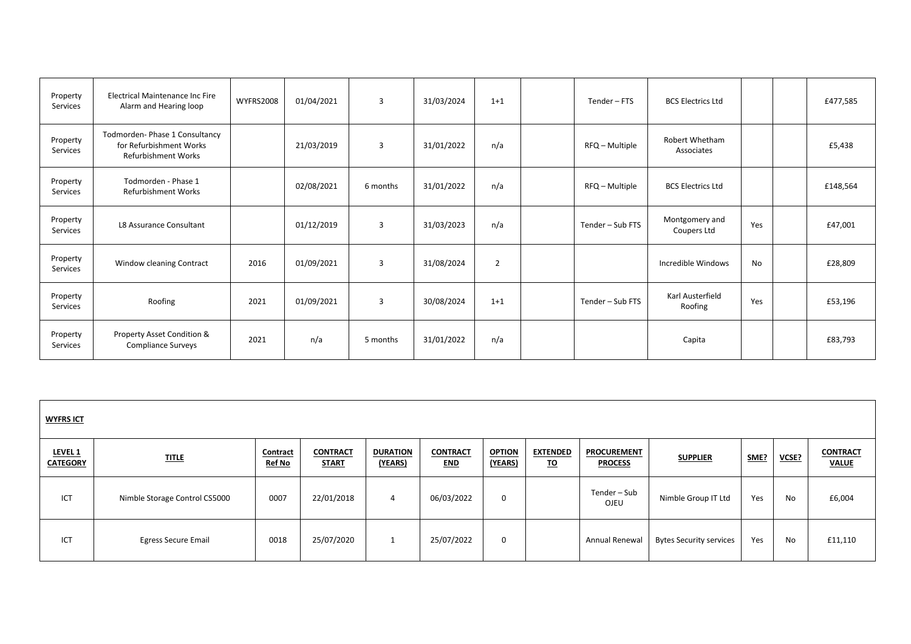| Property Services | Electrical Maintenance Inc Fire Alarm and Hearing loop | WYFRS2008 | 01/04/2021 | 3 | 31/03/2024 | 1+1 | | Tender – FTS | BCS Electrics Ltd | | | £477,585 |
|---|---|---|---|---|---|---|---|---|---|---|---|---|
| Property Services | Todmorden- Phase 1 Consultancy for Refurbishment Works Refurbishment Works | | 21/03/2019 | 3 | 31/01/2022 | n/a | | RFQ – Multiple | Robert Whetham Associates | | | £5,438 |
| Property Services | Todmorden - Phase 1 Refurbishment Works | | 02/08/2021 | 6 months | 31/01/2022 | n/a | | RFQ – Multiple | BCS Electrics Ltd | | | £148,564 |
| Property Services | L8 Assurance Consultant | | 01/12/2019 | 3 | 31/03/2023 | n/a | | Tender – Sub FTS | Montgomery and Coupers Ltd | Yes | | £47,001 |
| Property Services | Window cleaning Contract | 2016 | 01/09/2021 | 3 | 31/08/2024 | 2 | | | Incredible Windows | No | | £28,809 |
| Property Services | Roofing | 2021 | 01/09/2021 | 3 | 30/08/2024 | 1+1 | | Tender – Sub FTS | Karl Austerfield Roofing | Yes | | £53,196 |
| Property Services | Property Asset Condition & Compliance Surveys | 2021 | n/a | 5 months | 31/01/2022 | n/a | | | Capita | | | £83,793 |

**WYFRS ICT**

| LEVEL 1 CATEGORY | TITLE | Contract Ref No | CONTRACT START | DURATION (YEARS) | CONTRACT END | OPTION (YEARS) | EXTENDED TO | PROCUREMENT PROCESS | SUPPLIER | SME? | VCSE? | CONTRACT VALUE |
|---|---|---|---|---|---|---|---|---|---|---|---|---|
| ICT | Nimble Storage Control CS5000 | 0007 | 22/01/2018 | 4 | 06/03/2022 | 0 | | Tender – Sub OJEU | Nimble Group IT Ltd | Yes | No | £6,004 |
| ICT | Egress Secure Email | 0018 | 25/07/2020 | 1 | 25/07/2022 | 0 | | Annual Renewal | Bytes Security services | Yes | No | £11,110 |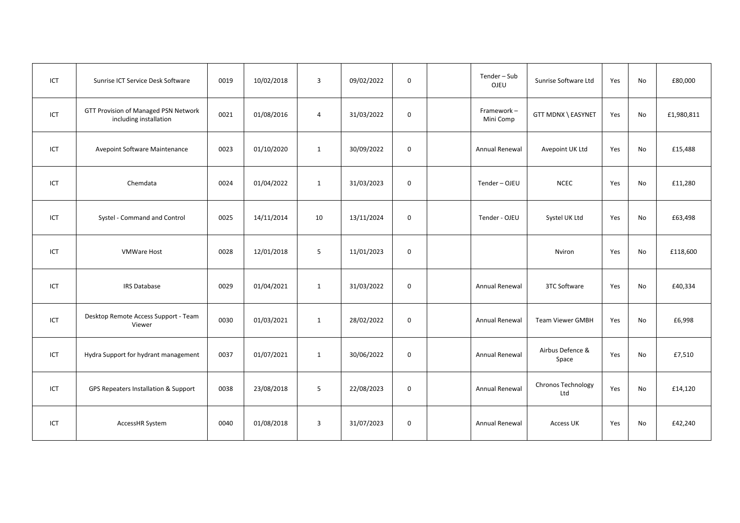| ICT | Sunrise ICT Service Desk Software | 0019 | 10/02/2018 | 3 | 09/02/2022 | 0 | | Tender – Sub OJEU | Sunrise Software Ltd | Yes | No | £80,000 |
|---|---|---|---|---|---|---|---|---|---|---|---|---|
| ICT | GTT Provision of Managed PSN Network including installation | 0021 | 01/08/2016 | 4 | 31/03/2022 | 0 | | Framework – Mini Comp | GTT MDNX \ EASYNET | Yes | No | £1,980,811 |
| ICT | Avepoint Software Maintenance | 0023 | 01/10/2020 | 1 | 30/09/2022 | 0 | | Annual Renewal | Avepoint UK Ltd | Yes | No | £15,488 |
| ICT | Chemdata | 0024 | 01/04/2022 | 1 | 31/03/2023 | 0 | | Tender – OJEU | NCEC | Yes | No | £11,280 |
| ICT | Systel - Command and Control | 0025 | 14/11/2014 | 10 | 13/11/2024 | 0 | | Tender - OJEU | Systel UK Ltd | Yes | No | £63,498 |
| ICT | VMWare Host | 0028 | 12/01/2018 | 5 | 11/01/2023 | 0 | | | Nviron | Yes | No | £118,600 |
| ICT | IRS Database | 0029 | 01/04/2021 | 1 | 31/03/2022 | 0 | | Annual Renewal | 3TC Software | Yes | No | £40,334 |
| ICT | Desktop Remote Access Support - Team Viewer | 0030 | 01/03/2021 | 1 | 28/02/2022 | 0 | | Annual Renewal | Team Viewer GMBH | Yes | No | £6,998 |
| ICT | Hydra Support for hydrant management | 0037 | 01/07/2021 | 1 | 30/06/2022 | 0 | | Annual Renewal | Airbus Defence & Space | Yes | No | £7,510 |
| ICT | GPS Repeaters Installation & Support | 0038 | 23/08/2018 | 5 | 22/08/2023 | 0 | | Annual Renewal | Chronos Technology Ltd | Yes | No | £14,120 |
| ICT | AccessHR System | 0040 | 01/08/2018 | 3 | 31/07/2023 | 0 | | Annual Renewal | Access UK | Yes | No | £42,240 |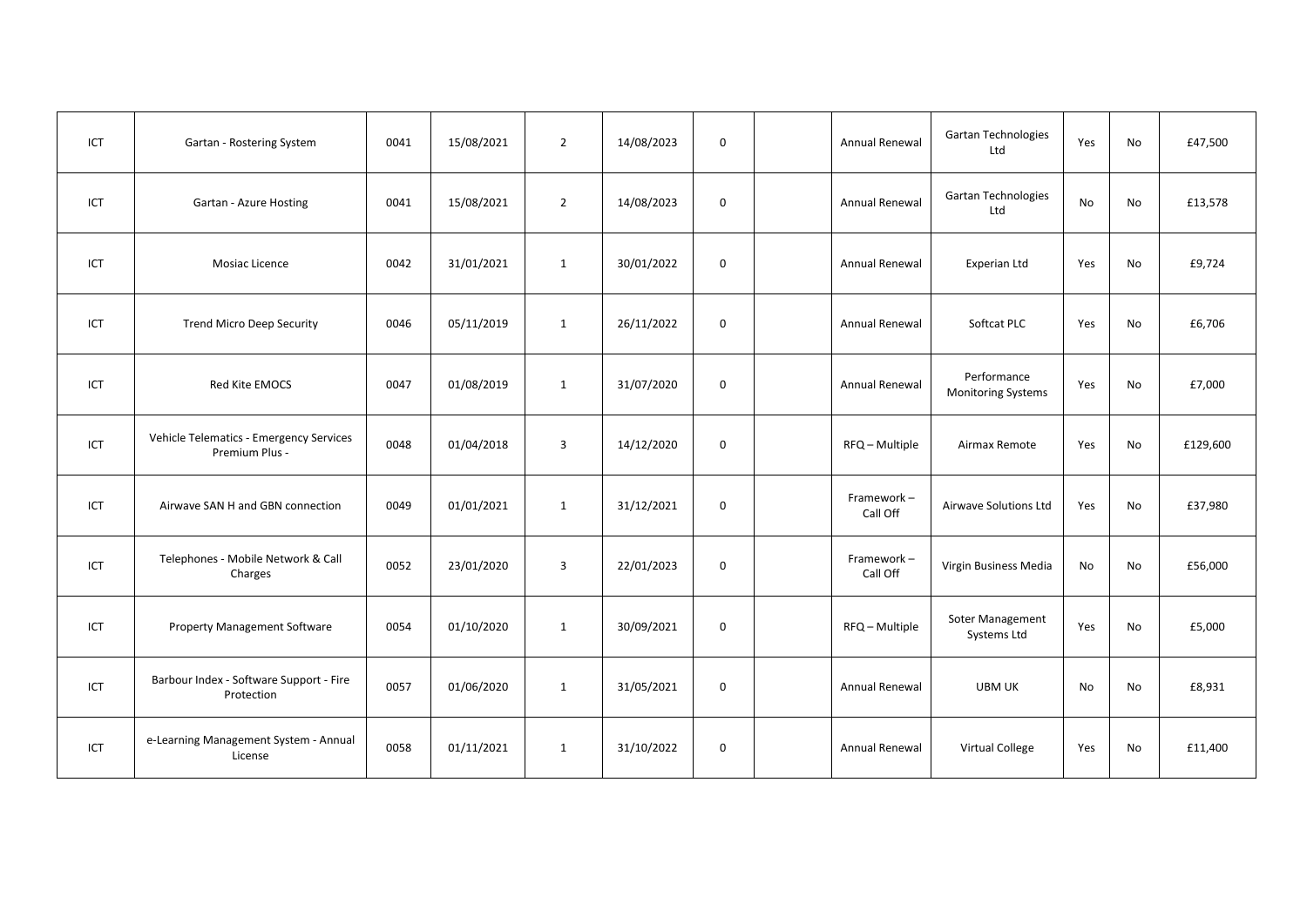| | | | | | | | | | | | | |
|---|---|---|---|---|---|---|---|---|---|---|---|---|
| ICT | Gartan - Rostering System | 0041 | 15/08/2021 | 2 | 14/08/2023 | 0 | | Annual Renewal | Gartan Technologies Ltd | Yes | No | £47,500 |
| ICT | Gartan - Azure Hosting | 0041 | 15/08/2021 | 2 | 14/08/2023 | 0 | | Annual Renewal | Gartan Technologies Ltd | No | No | £13,578 |
| ICT | Mosiac Licence | 0042 | 31/01/2021 | 1 | 30/01/2022 | 0 | | Annual Renewal | Experian Ltd | Yes | No | £9,724 |
| ICT | Trend Micro Deep Security | 0046 | 05/11/2019 | 1 | 26/11/2022 | 0 | | Annual Renewal | Softcat PLC | Yes | No | £6,706 |
| ICT | Red Kite EMOCS | 0047 | 01/08/2019 | 1 | 31/07/2020 | 0 | | Annual Renewal | Performance Monitoring Systems | Yes | No | £7,000 |
| ICT | Vehicle Telematics - Emergency Services Premium Plus - | 0048 | 01/04/2018 | 3 | 14/12/2020 | 0 | | RFQ – Multiple | Airmax Remote | Yes | No | £129,600 |
| ICT | Airwave SAN H and GBN connection | 0049 | 01/01/2021 | 1 | 31/12/2021 | 0 | | Framework – Call Off | Airwave Solutions Ltd | Yes | No | £37,980 |
| ICT | Telephones - Mobile Network & Call Charges | 0052 | 23/01/2020 | 3 | 22/01/2023 | 0 | | Framework – Call Off | Virgin Business Media | No | No | £56,000 |
| ICT | Property Management Software | 0054 | 01/10/2020 | 1 | 30/09/2021 | 0 | | RFQ – Multiple | Soter Management Systems Ltd | Yes | No | £5,000 |
| ICT | Barbour Index - Software Support - Fire Protection | 0057 | 01/06/2020 | 1 | 31/05/2021 | 0 | | Annual Renewal | UBM UK | No | No | £8,931 |
| ICT | e-Learning Management System - Annual License | 0058 | 01/11/2021 | 1 | 31/10/2022 | 0 | | Annual Renewal | Virtual College | Yes | No | £11,400 |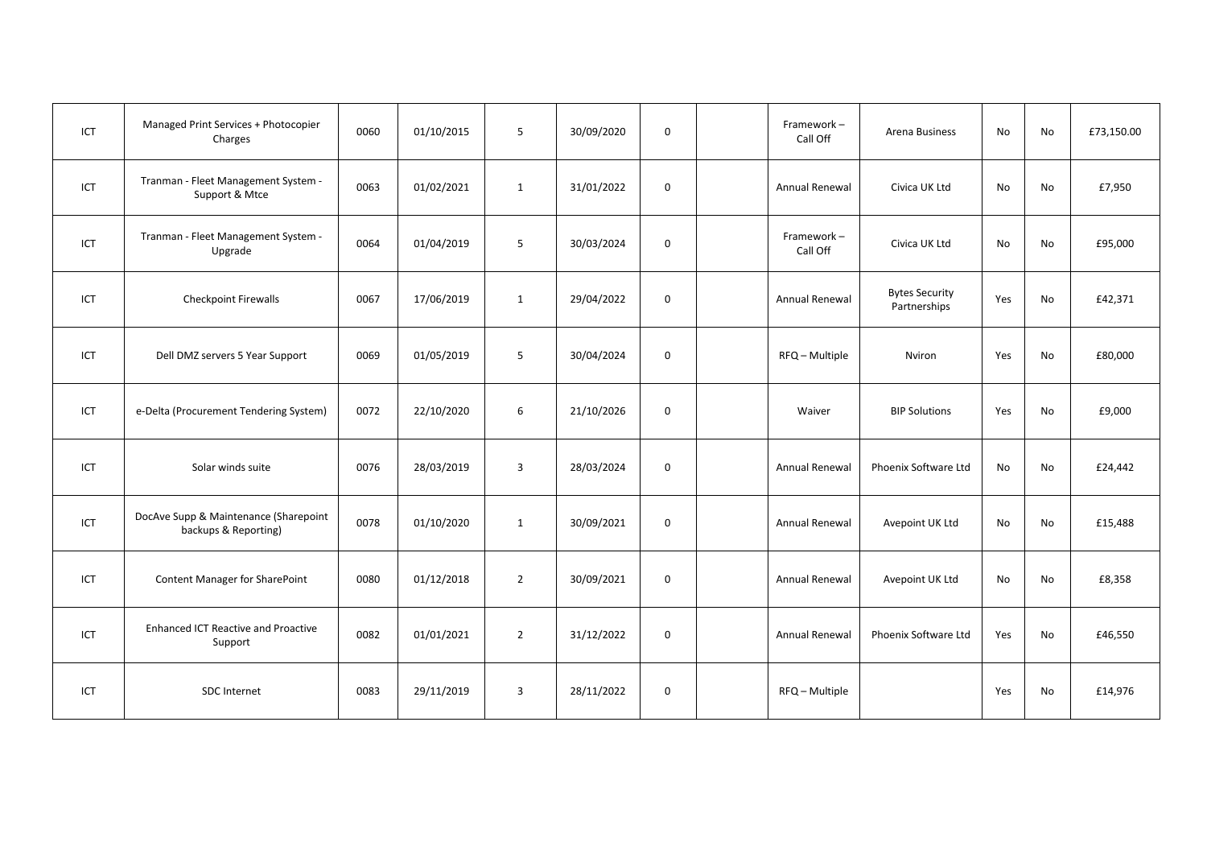| | | | | | | | | | | | | |
|---|---|---|---|---|---|---|---|---|---|---|---|---|
| ICT | Managed Print Services + Photocopier Charges | 0060 | 01/10/2015 | 5 | 30/09/2020 | 0 | | Framework – Call Off | Arena Business | No | No | £73,150.00 |
| ICT | Tranman - Fleet Management System - Support & Mtce | 0063 | 01/02/2021 | 1 | 31/01/2022 | 0 | | Annual Renewal | Civica UK Ltd | No | No | £7,950 |
| ICT | Tranman - Fleet Management System - Upgrade | 0064 | 01/04/2019 | 5 | 30/03/2024 | 0 | | Framework – Call Off | Civica UK Ltd | No | No | £95,000 |
| ICT | Checkpoint Firewalls | 0067 | 17/06/2019 | 1 | 29/04/2022 | 0 | | Annual Renewal | Bytes Security Partnerships | Yes | No | £42,371 |
| ICT | Dell DMZ servers 5 Year Support | 0069 | 01/05/2019 | 5 | 30/04/2024 | 0 | | RFQ – Multiple | Nviron | Yes | No | £80,000 |
| ICT | e-Delta (Procurement Tendering System) | 0072 | 22/10/2020 | 6 | 21/10/2026 | 0 | | Waiver | BIP Solutions | Yes | No | £9,000 |
| ICT | Solar winds suite | 0076 | 28/03/2019 | 3 | 28/03/2024 | 0 | | Annual Renewal | Phoenix Software Ltd | No | No | £24,442 |
| ICT | DocAve Supp & Maintenance (Sharepoint backups & Reporting) | 0078 | 01/10/2020 | 1 | 30/09/2021 | 0 | | Annual Renewal | Avepoint UK Ltd | No | No | £15,488 |
| ICT | Content Manager for SharePoint | 0080 | 01/12/2018 | 2 | 30/09/2021 | 0 | | Annual Renewal | Avepoint UK Ltd | No | No | £8,358 |
| ICT | Enhanced ICT Reactive and Proactive Support | 0082 | 01/01/2021 | 2 | 31/12/2022 | 0 | | Annual Renewal | Phoenix Software Ltd | Yes | No | £46,550 |
| ICT | SDC Internet | 0083 | 29/11/2019 | 3 | 28/11/2022 | 0 | | RFQ – Multiple | | Yes | No | £14,976 |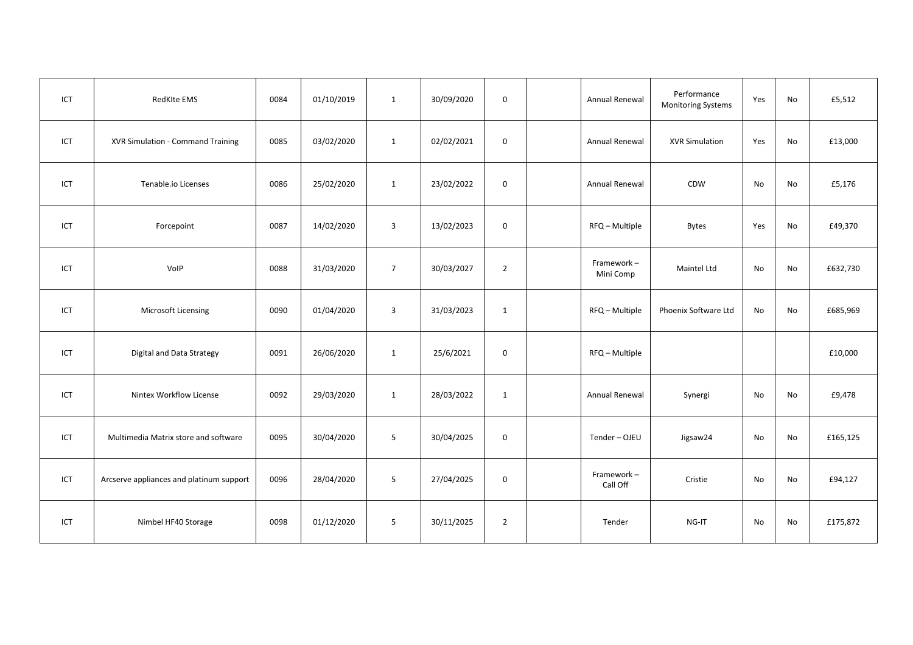| | | | | | | | | | | | | |
|---|---|---|---|---|---|---|---|---|---|---|---|---|
| ICT | RedKIte EMS | 0084 | 01/10/2019 | 1 | 30/09/2020 | 0 | | Annual Renewal | Performance Monitoring Systems | Yes | No | £5,512 |
| ICT | XVR Simulation - Command Training | 0085 | 03/02/2020 | 1 | 02/02/2021 | 0 | | Annual Renewal | XVR Simulation | Yes | No | £13,000 |
| ICT | Tenable.io Licenses | 0086 | 25/02/2020 | 1 | 23/02/2022 | 0 | | Annual Renewal | CDW | No | No | £5,176 |
| ICT | Forcepoint | 0087 | 14/02/2020 | 3 | 13/02/2023 | 0 | | RFQ – Multiple | Bytes | Yes | No | £49,370 |
| ICT | VoIP | 0088 | 31/03/2020 | 7 | 30/03/2027 | 2 | | Framework – Mini Comp | Maintel Ltd | No | No | £632,730 |
| ICT | Microsoft Licensing | 0090 | 01/04/2020 | 3 | 31/03/2023 | 1 | | RFQ – Multiple | Phoenix Software Ltd | No | No | £685,969 |
| ICT | Digital and Data Strategy | 0091 | 26/06/2020 | 1 | 25/6/2021 | 0 | | RFQ – Multiple | | | | £10,000 |
| ICT | Nintex Workflow License | 0092 | 29/03/2020 | 1 | 28/03/2022 | 1 | | Annual Renewal | Synergi | No | No | £9,478 |
| ICT | Multimedia Matrix store and software | 0095 | 30/04/2020 | 5 | 30/04/2025 | 0 | | Tender – OJEU | Jigsaw24 | No | No | £165,125 |
| ICT | Arcserve appliances and platinum support | 0096 | 28/04/2020 | 5 | 27/04/2025 | 0 | | Framework – Call Off | Cristie | No | No | £94,127 |
| ICT | Nimbel HF40 Storage | 0098 | 01/12/2020 | 5 | 30/11/2025 | 2 | | Tender | NG-IT | No | No | £175,872 |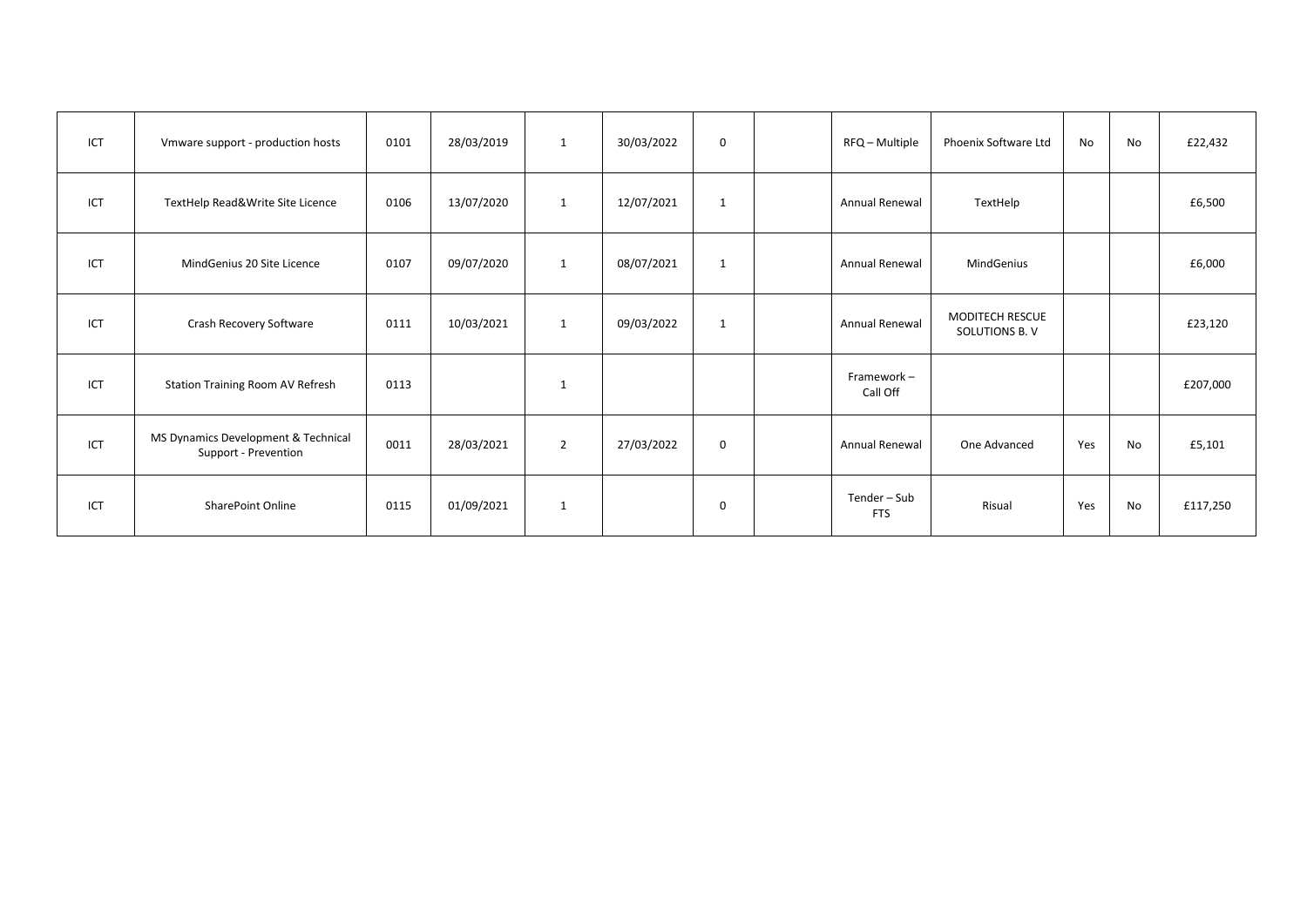| | | | | | | | | | | | | |
|---|---|---|---|---|---|---|---|---|---|---|---|---|
| ICT | Vmware support - production hosts | 0101 | 28/03/2019 | 1 | 30/03/2022 | 0 | | RFQ – Multiple | Phoenix Software Ltd | No | No | £22,432 |
| ICT | TextHelp Read&Write Site Licence | 0106 | 13/07/2020 | 1 | 12/07/2021 | 1 | | Annual Renewal | TextHelp | | | £6,500 |
| ICT | MindGenius 20 Site Licence | 0107 | 09/07/2020 | 1 | 08/07/2021 | 1 | | Annual Renewal | MindGenius | | | £6,000 |
| ICT | Crash Recovery Software | 0111 | 10/03/2021 | 1 | 09/03/2022 | 1 | | Annual Renewal | MODITECH RESCUE SOLUTIONS B. V | | | £23,120 |
| ICT | Station Training Room AV Refresh | 0113 | | 1 | | | | Framework – Call Off | | | | £207,000 |
| ICT | MS Dynamics Development & Technical Support - Prevention | 0011 | 28/03/2021 | 2 | 27/03/2022 | 0 | | Annual Renewal | One Advanced | Yes | No | £5,101 |
| ICT | SharePoint Online | 0115 | 01/09/2021 | 1 | | 0 | | Tender – Sub FTS | Risual | Yes | No | £117,250 |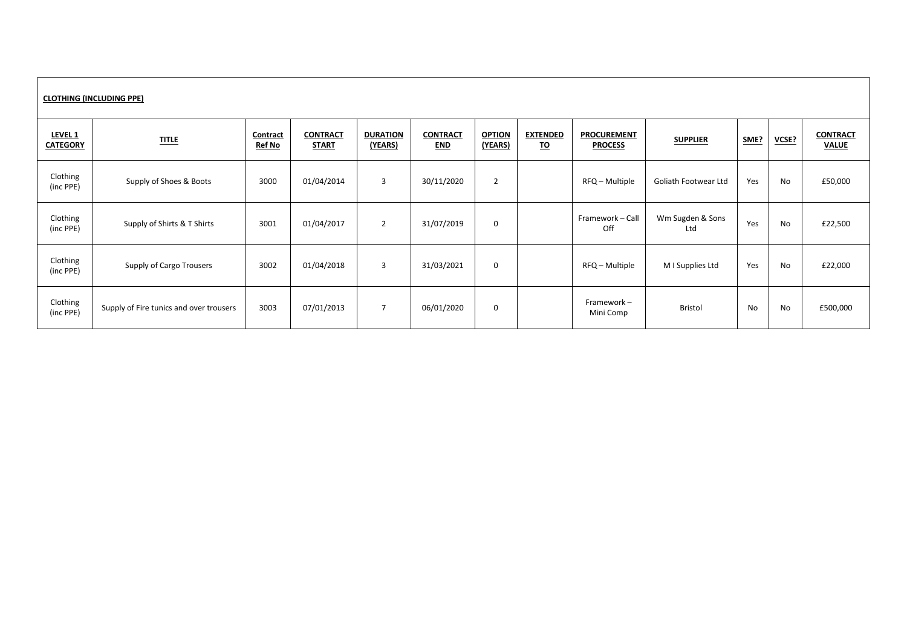**CLOTHING (INCLUDING PPE)**

| LEVEL 1 CATEGORY | TITLE | Contract Ref No | CONTRACT START | DURATION (YEARS) | CONTRACT END | OPTION (YEARS) | EXTENDED TO | PROCUREMENT PROCESS | SUPPLIER | SME? | VCSE? | CONTRACT VALUE |
|---|---|---|---|---|---|---|---|---|---|---|---|---|
| Clothing (inc PPE) | Supply of Shoes & Boots | 3000 | 01/04/2014 | 3 | 30/11/2020 | 2 | | RFQ – Multiple | Goliath Footwear Ltd | Yes | No | £50,000 |
| Clothing (inc PPE) | Supply of Shirts & T Shirts | 3001 | 01/04/2017 | 2 | 31/07/2019 | 0 | | Framework – Call Off | Wm Sugden & Sons Ltd | Yes | No | £22,500 |
| Clothing (inc PPE) | Supply of Cargo Trousers | 3002 | 01/04/2018 | 3 | 31/03/2021 | 0 | | RFQ – Multiple | M I Supplies Ltd | Yes | No | £22,000 |
| Clothing (inc PPE) | Supply of Fire tunics and over trousers | 3003 | 07/01/2013 | 7 | 06/01/2020 | 0 | | Framework – Mini Comp | Bristol | No | No | £500,000 |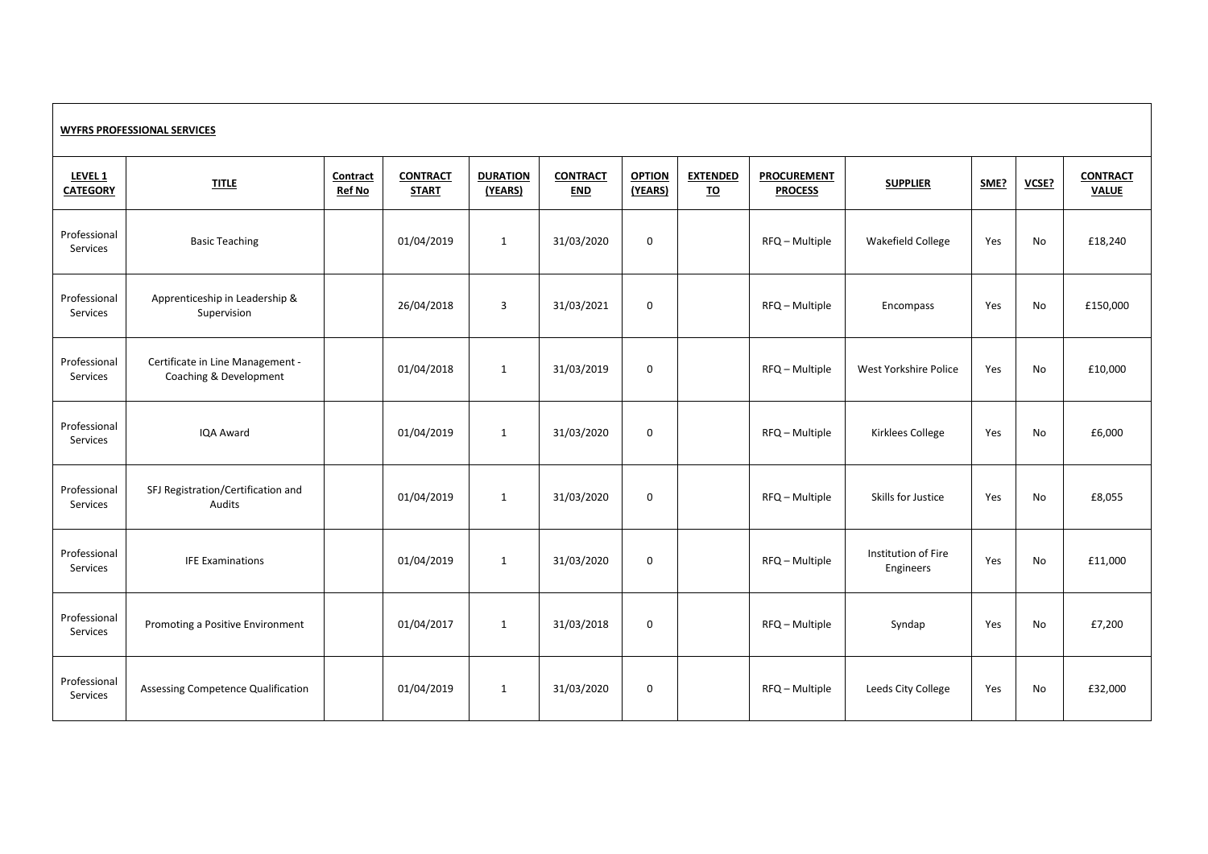| **WYFRS PROFESSIONAL SERVICES** | | | | | | | | | | | | |
|---|---|---|---|---|---|---|---|---|---|---|---|---|
| **LEVEL 1 CATEGORY** | **TITLE** | **Contract Ref No** | **CONTRACT START** | **DURATION (YEARS)** | **CONTRACT END** | **OPTION (YEARS)** | **EXTENDED TO** | **PROCUREMENT PROCESS** | **SUPPLIER** | **SME?** | **VCSE?** | **CONTRACT VALUE** |
| Professional Services | Basic Teaching | | 01/04/2019 | 1 | 31/03/2020 | 0 | | RFQ – Multiple | Wakefield College | Yes | No | £18,240 |
| Professional Services | Apprenticeship in Leadership & Supervision | | 26/04/2018 | 3 | 31/03/2021 | 0 | | RFQ – Multiple | Encompass | Yes | No | £150,000 |
| Professional Services | Certificate in Line Management - Coaching & Development | | 01/04/2018 | 1 | 31/03/2019 | 0 | | RFQ – Multiple | West Yorkshire Police | Yes | No | £10,000 |
| Professional Services | IQA Award | | 01/04/2019 | 1 | 31/03/2020 | 0 | | RFQ – Multiple | Kirklees College | Yes | No | £6,000 |
| Professional Services | SFJ Registration/Certification and Audits | | 01/04/2019 | 1 | 31/03/2020 | 0 | | RFQ – Multiple | Skills for Justice | Yes | No | £8,055 |
| Professional Services | IFE Examinations | | 01/04/2019 | 1 | 31/03/2020 | 0 | | RFQ – Multiple | Institution of Fire Engineers | Yes | No | £11,000 |
| Professional Services | Promoting a Positive Environment | | 01/04/2017 | 1 | 31/03/2018 | 0 | | RFQ – Multiple | Syndap | Yes | No | £7,200 |
| Professional Services | Assessing Competence Qualification | | 01/04/2019 | 1 | 31/03/2020 | 0 | | RFQ – Multiple | Leeds City College | Yes | No | £32,000 |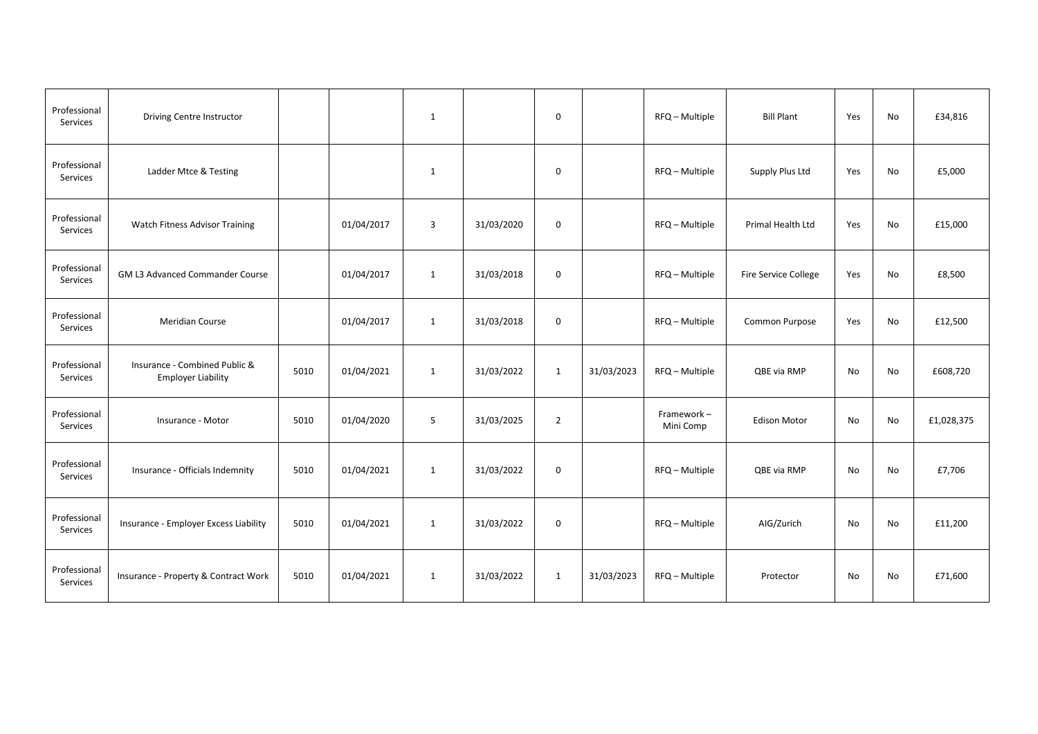| | | | | | | | | | | | | |
|---|---|---|---|---|---|---|---|---|---|---|---|---|
| Professional Services | Driving Centre Instructor | | | 1 | | 0 | | RFQ – Multiple | Bill Plant | Yes | No | £34,816 |
| Professional Services | Ladder Mtce & Testing | | | 1 | | 0 | | RFQ – Multiple | Supply Plus Ltd | Yes | No | £5,000 |
| Professional Services | Watch Fitness Advisor Training | | 01/04/2017 | 3 | 31/03/2020 | 0 | | RFQ – Multiple | Primal Health Ltd | Yes | No | £15,000 |
| Professional Services | GM L3 Advanced Commander Course | | 01/04/2017 | 1 | 31/03/2018 | 0 | | RFQ – Multiple | Fire Service College | Yes | No | £8,500 |
| Professional Services | Meridian Course | | 01/04/2017 | 1 | 31/03/2018 | 0 | | RFQ – Multiple | Common Purpose | Yes | No | £12,500 |
| Professional Services | Insurance - Combined Public & Employer Liability | 5010 | 01/04/2021 | 1 | 31/03/2022 | 1 | 31/03/2023 | RFQ – Multiple | QBE via RMP | No | No | £608,720 |
| Professional Services | Insurance - Motor | 5010 | 01/04/2020 | 5 | 31/03/2025 | 2 | | Framework – Mini Comp | Edison Motor | No | No | £1,028,375 |
| Professional Services | Insurance - Officials Indemnity | 5010 | 01/04/2021 | 1 | 31/03/2022 | 0 | | RFQ – Multiple | QBE via RMP | No | No | £7,706 |
| Professional Services | Insurance - Employer Excess Liability | 5010 | 01/04/2021 | 1 | 31/03/2022 | 0 | | RFQ – Multiple | AIG/Zurich | No | No | £11,200 |
| Professional Services | Insurance - Property & Contract Work | 5010 | 01/04/2021 | 1 | 31/03/2022 | 1 | 31/03/2023 | RFQ – Multiple | Protector | No | No | £71,600 |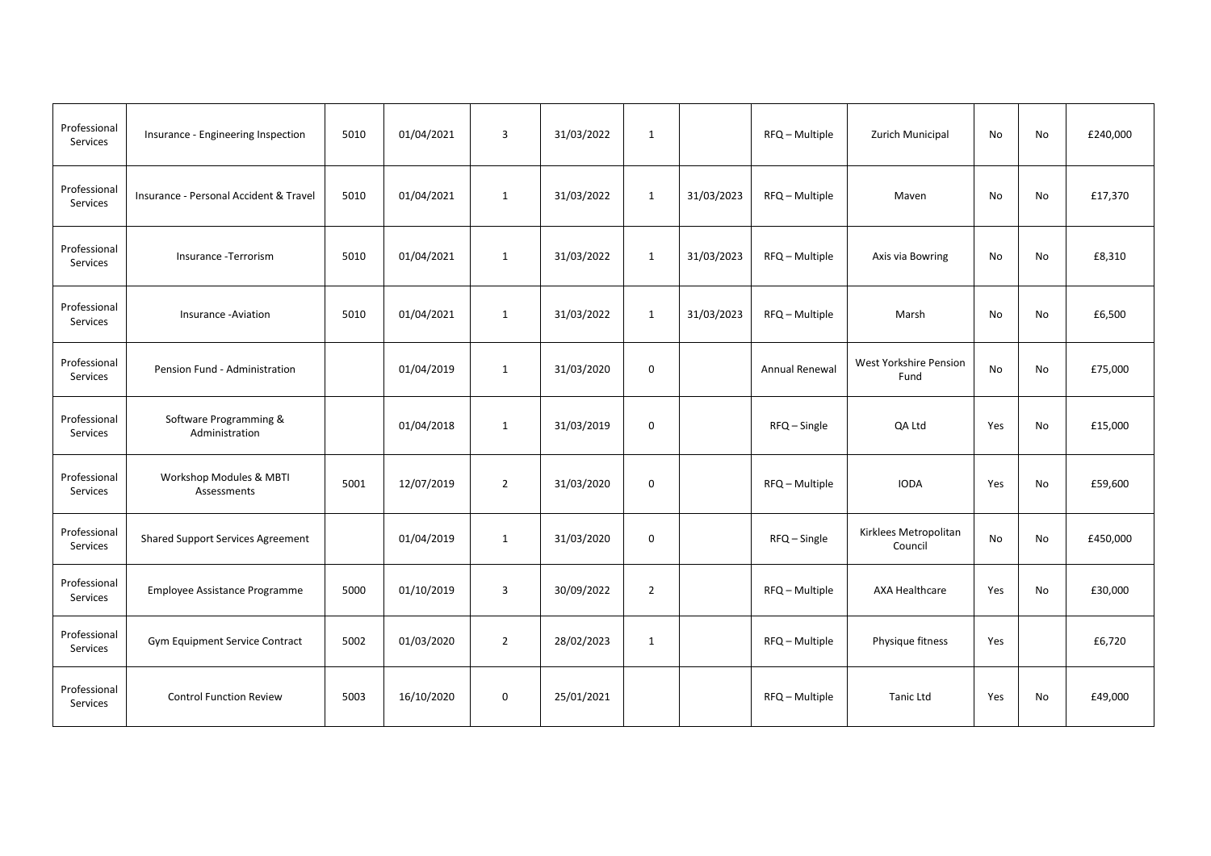| | | | | | | | | | | | | |
|---|---|---|---|---|---|---|---|---|---|---|---|---|
| Professional Services | Insurance - Engineering Inspection | 5010 | 01/04/2021 | 3 | 31/03/2022 | 1 | | RFQ – Multiple | Zurich Municipal | No | No | £240,000 |
| Professional Services | Insurance - Personal Accident & Travel | 5010 | 01/04/2021 | 1 | 31/03/2022 | 1 | 31/03/2023 | RFQ – Multiple | Maven | No | No | £17,370 |
| Professional Services | Insurance -Terrorism | 5010 | 01/04/2021 | 1 | 31/03/2022 | 1 | 31/03/2023 | RFQ – Multiple | Axis via Bowring | No | No | £8,310 |
| Professional Services | Insurance -Aviation | 5010 | 01/04/2021 | 1 | 31/03/2022 | 1 | 31/03/2023 | RFQ – Multiple | Marsh | No | No | £6,500 |
| Professional Services | Pension Fund - Administration | | 01/04/2019 | 1 | 31/03/2020 | 0 | | Annual Renewal | West Yorkshire Pension Fund | No | No | £75,000 |
| Professional Services | Software Programming & Administration | | 01/04/2018 | 1 | 31/03/2019 | 0 | | RFQ – Single | QA Ltd | Yes | No | £15,000 |
| Professional Services | Workshop Modules & MBTI Assessments | 5001 | 12/07/2019 | 2 | 31/03/2020 | 0 | | RFQ – Multiple | IODA | Yes | No | £59,600 |
| Professional Services | Shared Support Services Agreement | | 01/04/2019 | 1 | 31/03/2020 | 0 | | RFQ – Single | Kirklees Metropolitan Council | No | No | £450,000 |
| Professional Services | Employee Assistance Programme | 5000 | 01/10/2019 | 3 | 30/09/2022 | 2 | | RFQ – Multiple | AXA Healthcare | Yes | No | £30,000 |
| Professional Services | Gym Equipment Service Contract | 5002 | 01/03/2020 | 2 | 28/02/2023 | 1 | | RFQ – Multiple | Physique fitness | Yes | | £6,720 |
| Professional Services | Control Function Review | 5003 | 16/10/2020 | 0 | 25/01/2021 | | | RFQ – Multiple | Tanic Ltd | Yes | No | £49,000 |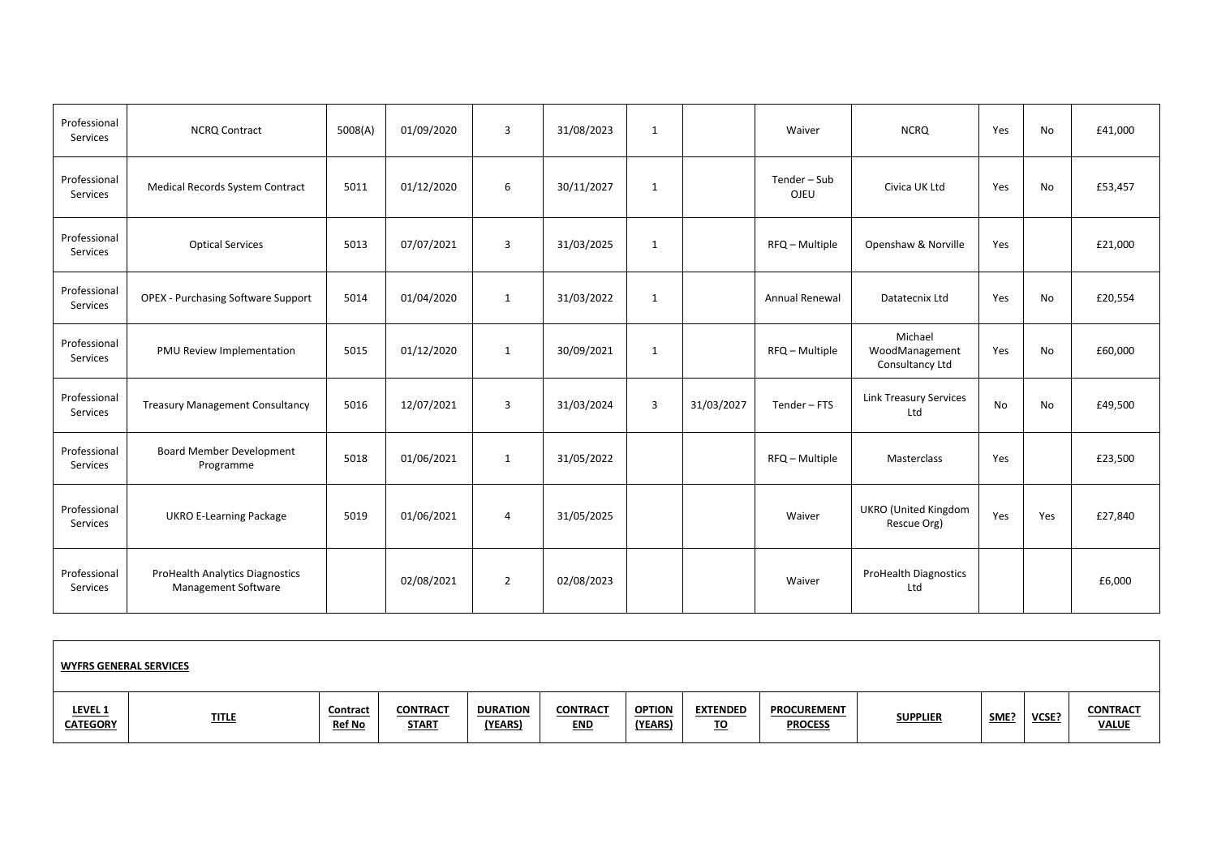| Professional Services | NCRQ Contract | 5008(A) | 01/09/2020 | 3 | 31/08/2023 | 1 | | Waiver | NCRQ | Yes | No | £41,000 |
|---|---|---|---|---|---|---|---|---|---|---|---|---|
| Professional Services | Medical Records System Contract | 5011 | 01/12/2020 | 6 | 30/11/2027 | 1 | | Tender – Sub OJEU | Civica UK Ltd | Yes | No | £53,457 |
| Professional Services | Optical Services | 5013 | 07/07/2021 | 3 | 31/03/2025 | 1 | | RFQ – Multiple | Openshaw & Norville | Yes | | £21,000 |
| Professional Services | OPEX - Purchasing Software Support | 5014 | 01/04/2020 | 1 | 31/03/2022 | 1 | | Annual Renewal | Datatecnix Ltd | Yes | No | £20,554 |
| Professional Services | PMU Review Implementation | 5015 | 01/12/2020 | 1 | 30/09/2021 | 1 | | RFQ – Multiple | Michael WoodManagement Consultancy Ltd | Yes | No | £60,000 |
| Professional Services | Treasury Management Consultancy | 5016 | 12/07/2021 | 3 | 31/03/2024 | 3 | 31/03/2027 | Tender – FTS | Link Treasury Services Ltd | No | No | £49,500 |
| Professional Services | Board Member Development Programme | 5018 | 01/06/2021 | 1 | 31/05/2022 | | | RFQ – Multiple | Masterclass | Yes | | £23,500 |
| Professional Services | UKRO E-Learning Package | 5019 | 01/06/2021 | 4 | 31/05/2025 | | | Waiver | UKRO (United Kingdom Rescue Org) | Yes | Yes | £27,840 |
| Professional Services | ProHealth Analytics Diagnostics Management Software | | 02/08/2021 | 2 | 02/08/2023 | | | Waiver | ProHealth Diagnostics Ltd | | | £6,000 |

**WYFRS GENERAL SERVICES**

| LEVEL 1 CATEGORY | TITLE | Contract Ref No | CONTRACT START | DURATION (YEARS) | CONTRACT END | OPTION (YEARS) | EXTENDED TO | PROCUREMENT PROCESS | SUPPLIER | SME? | VCSE? | CONTRACT VALUE |
|---|---|---|---|---|---|---|---|---|---|---|---|---|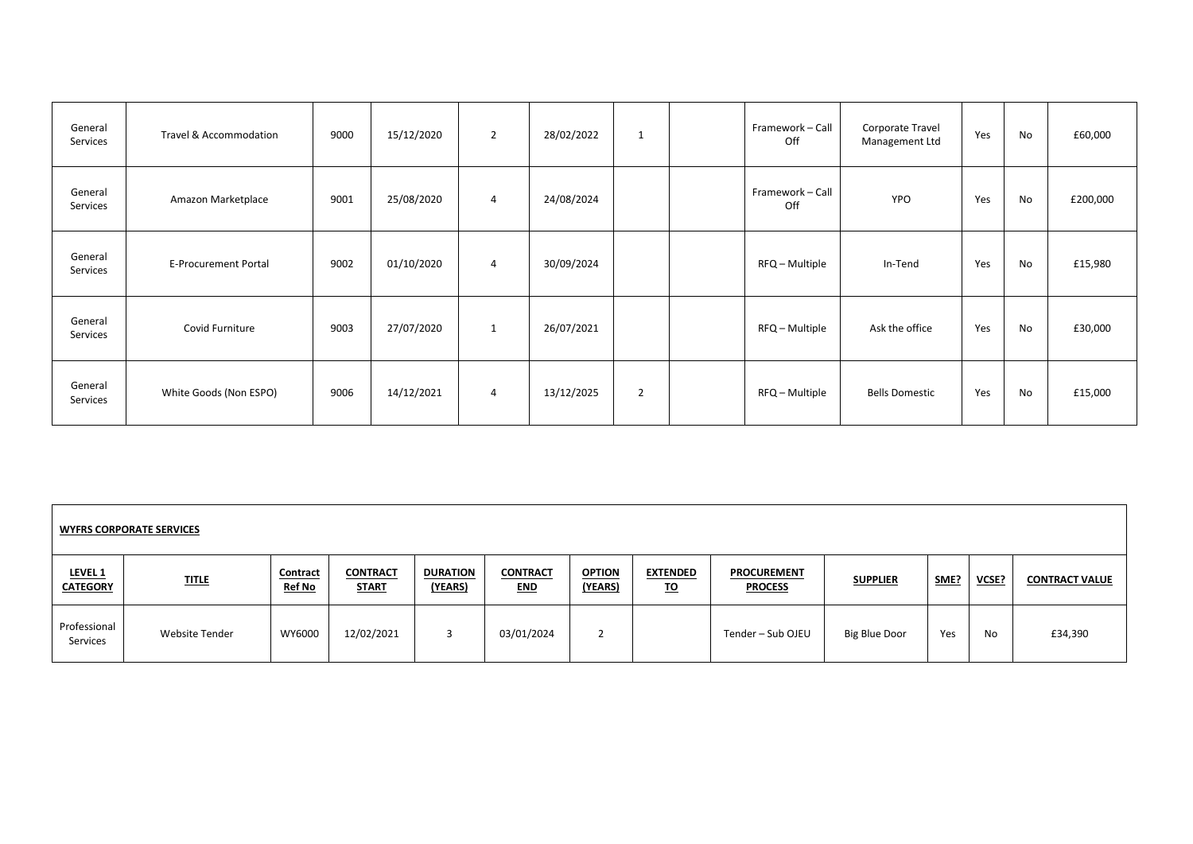| | | | | | | | | | | | | |
|---|---|---|---|---|---|---|---|---|---|---|---|---|
| General Services | Travel & Accommodation | 9000 | 15/12/2020 | 2 | 28/02/2022 | 1 | | Framework – Call Off | Corporate Travel Management Ltd | Yes | No | £60,000 |
| General Services | Amazon Marketplace | 9001 | 25/08/2020 | 4 | 24/08/2024 | | | Framework – Call Off | YPO | Yes | No | £200,000 |
| General Services | E-Procurement Portal | 9002 | 01/10/2020 | 4 | 30/09/2024 | | | RFQ – Multiple | In-Tend | Yes | No | £15,980 |
| General Services | Covid Furniture | 9003 | 27/07/2020 | 1 | 26/07/2021 | | | RFQ – Multiple | Ask the office | Yes | No | £30,000 |
| General Services | White Goods (Non ESPO) | 9006 | 14/12/2021 | 4 | 13/12/2025 | 2 | | RFQ – Multiple | Bells Domestic | Yes | No | £15,000 |

**WYFRS CORPORATE SERVICES**

| LEVEL 1 CATEGORY | TITLE | Contract Ref No | CONTRACT START | DURATION (YEARS) | CONTRACT END | OPTION (YEARS) | EXTENDED TO | PROCUREMENT PROCESS | SUPPLIER | SME? | VCSE? | CONTRACT VALUE |
|---|---|---|---|---|---|---|---|---|---|---|---|---|
| Professional Services | Website Tender | WY6000 | 12/02/2021 | 3 | 03/01/2024 | 2 | | Tender – Sub OJEU | Big Blue Door | Yes | No | £34,390 |